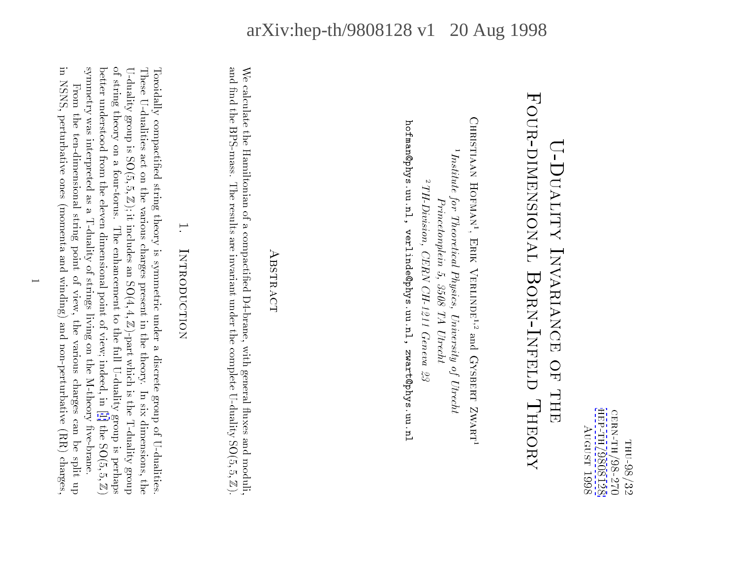THU-98/32
CERN-TH/98-270
hep-th/9808128
August 1998

# U-Duality Invariance of the Four-dimensional Born-Infeld Theory

Christiaan Hofman[1], Erik Verlinde[1,2] and Gysbert Zwart[1]

[1] *Institute for Theoretical Physics, University of Utrecht*
*Princetonplein 5, 3508 TA Utrecht*

[2] *TH-Division, CERN CH-1211 Geneva 23*

hofman@phys.uu.nl, verlinde@phys.uu.nl, zwart@phys.uu.nl

## Abstract

We calculate the Hamiltonian of a compactified D4-brane, with general fluxes and moduli, and find the BPS-mass. The results are invariant under the complete U-duality $SO(5,5,\mathbb{Z})$.

## 1. Introduction

Toroidally compactified string theory is symmetric under a discrete group of U-dualities. These U-dualities act on the various charges present in the theory. In six dimensions, the U-duality group is $SO(5,5,\mathbb{Z})$; it includes an $SO(4,4,\mathbb{Z})$-part which is the T-duality group of string theory on a four-torus. The enhancement to the full U-duality group is perhaps better understood from the eleven dimensional point of view; indeed, in [1] the $SO(5,5,\mathbb{Z})$ symmetry was interpreted as a T-duality of strings living on the M-theory five-brane.

From the ten-dimensional string point of view, the various charges can be split up in NSNS, perturbative ones (momenta and winding) and non-perturbative (RR) charges,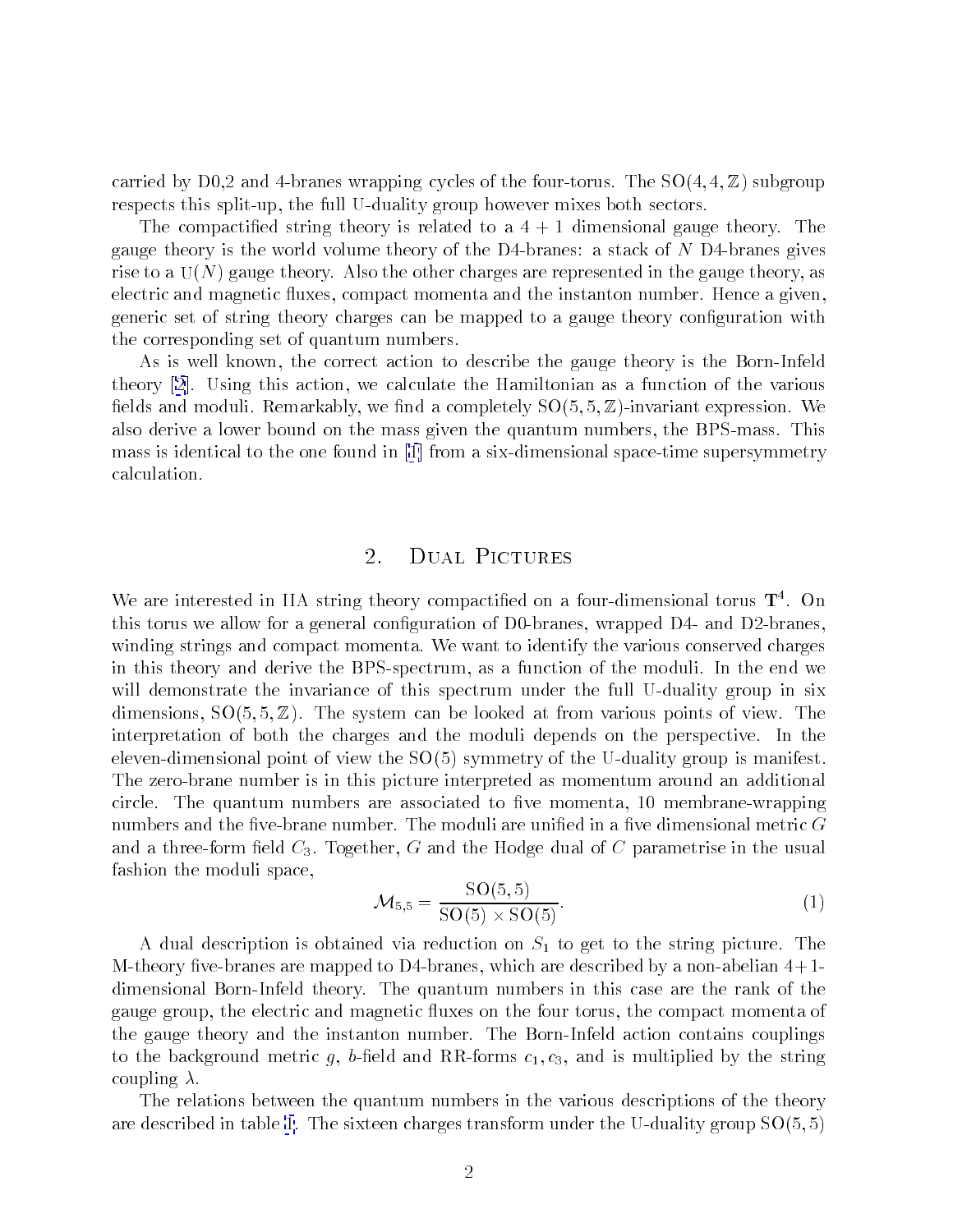carried by D0,2 and 4-branes wrapping cycles of the four-torus. The $SO(4,4,\mathbb{Z})$ subgroup respects this split-up, the full U-duality group however mixes both sectors.

The compactified string theory is related to a $4+1$ dimensional gauge theory. The gauge theory is the world volume theory of the D4-branes: a stack of $N$ D4-branes gives rise to a $U(N)$ gauge theory. Also the other charges are represented in the gauge theory, as electric and magnetic fluxes, compact momenta and the instanton number. Hence a given, generic set of string theory charges can be mapped to a gauge theory configuration with the corresponding set of quantum numbers.

As is well known, the correct action to describe the gauge theory is the Born-Infeld theory [2]. Using this action, we calculate the Hamiltonian as a function of the various fields and moduli. Remarkably, we find a completely $SO(5,5,\mathbb{Z})$-invariant expression. We also derive a lower bound on the mass given the quantum numbers, the BPS-mass. This mass is identical to the one found in [1] from a six-dimensional space-time supersymmetry calculation.

## 2. Dual Pictures

We are interested in IIA string theory compactified on a four-dimensional torus $\mathbf{T}^4$. On this torus we allow for a general configuration of D0-branes, wrapped D4- and D2-branes, winding strings and compact momenta. We want to identify the various conserved charges in this theory and derive the BPS-spectrum, as a function of the moduli. In the end we will demonstrate the invariance of this spectrum under the full U-duality group in six dimensions, $SO(5,5,\mathbb{Z})$. The system can be looked at from various points of view. The interpretation of both the charges and the moduli depends on the perspective. In the eleven-dimensional point of view the $SO(5)$ symmetry of the U-duality group is manifest. The zero-brane number is in this picture interpreted as momentum around an additional circle. The quantum numbers are associated to five momenta, 10 membrane-wrapping numbers and the five-brane number. The moduli are unified in a five dimensional metric $G$ and a three-form field $C_3$. Together, $G$ and the Hodge dual of $C$ parametrise in the usual fashion the moduli space,

$$\mathcal{M}_{5,5} = \frac{SO(5,5)}{SO(5)\times SO(5)}. \tag{1}$$

A dual description is obtained via reduction on $S_1$ to get to the string picture. The M-theory five-branes are mapped to D4-branes, which are described by a non-abelian $4+1$-dimensional Born-Infeld theory. The quantum numbers in this case are the rank of the gauge group, the electric and magnetic fluxes on the four torus, the compact momenta of the gauge theory and the instanton number. The Born-Infeld action contains couplings to the background metric $g$, $b$-field and RR-forms $c_1, c_3$, and is multiplied by the string coupling $\lambda$.

The relations between the quantum numbers in the various descriptions of the theory are described in table 1. The sixteen charges transform under the U-duality group $SO(5,5)$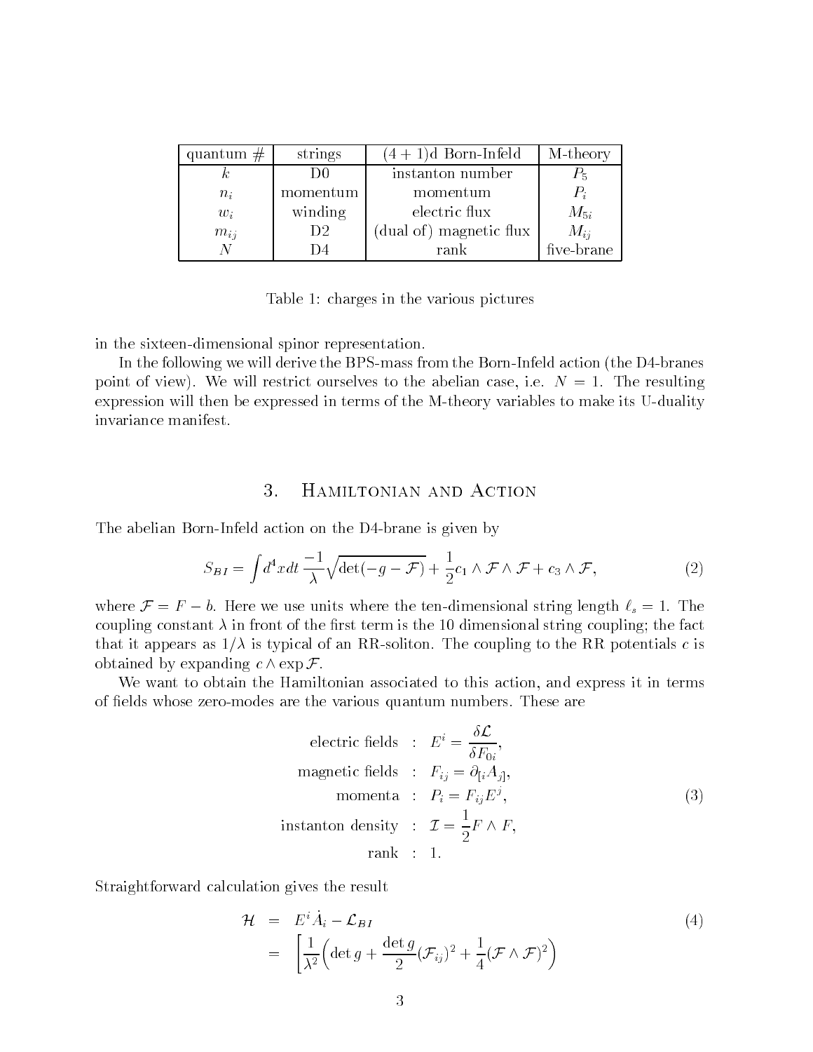| quantum # | strings | $(4+1)$d Born-Infeld | M-theory |
|---|---|---|---|
| $k$ | D0 | instanton number | $P_5$ |
| $n_i$ | momentum | momentum | $P_i$ |
| $w_i$ | winding | electric flux | $M_{5i}$ |
| $m_{ij}$ | D2 | (dual of) magnetic flux | $M_{ij}$ |
| $N$ | D4 | rank | five-brane |

Table 1: charges in the various pictures

in the sixteen-dimensional spinor representation.

In the following we will derive the BPS-mass from the Born-Infeld action (the D4-branes point of view). We will restrict ourselves to the abelian case, i.e. $N = 1$. The resulting expression will then be expressed in terms of the M-theory variables to make its U-duality invariance manifest.

## 3. Hamiltonian and Action

The abelian Born-Infeld action on the D4-brane is given by

$$S_{BI} = \int d^4x dt \, \frac{-1}{\lambda}\sqrt{\det(-g - \mathcal{F})} + \frac{1}{2}c_1 \wedge \mathcal{F} \wedge \mathcal{F} + c_3 \wedge \mathcal{F}, \tag{2}$$

where $\mathcal{F} = F - b$. Here we use units where the ten-dimensional string length $\ell_s = 1$. The coupling constant $\lambda$ in front of the first term is the 10 dimensional string coupling; the fact that it appears as $1/\lambda$ is typical of an RR-soliton. The coupling to the RR potentials $c$ is obtained by expanding $c \wedge \exp \mathcal{F}$.

We want to obtain the Hamiltonian associated to this action, and express it in terms of fields whose zero-modes are the various quantum numbers. These are

$$\begin{aligned}
\text{electric fields} \quad &: \quad E^i = \frac{\delta \mathcal{L}}{\delta F_{0i}}, \\
\text{magnetic fields} \quad &: \quad F_{ij} = \partial_{[i}A_{j]}, \\
\text{momenta} \quad &: \quad P_i = F_{ij}E^j, \\
\text{instanton density} \quad &: \quad \mathcal{I} = \frac{1}{2}F \wedge F, \\
\text{rank} \quad &: \quad 1.
\end{aligned} \tag{3}$$

Straightforward calculation gives the result

$$\begin{aligned}
\mathcal{H} &= E^i \dot{A}_i - \mathcal{L}_{BI} \\
&= \Bigg[\frac{1}{\lambda^2}\Big(\det g + \frac{\det g}{2}(\mathcal{F}_{ij})^2 + \frac{1}{4}(\mathcal{F} \wedge \mathcal{F})^2\Big)
\end{aligned} \tag{4}$$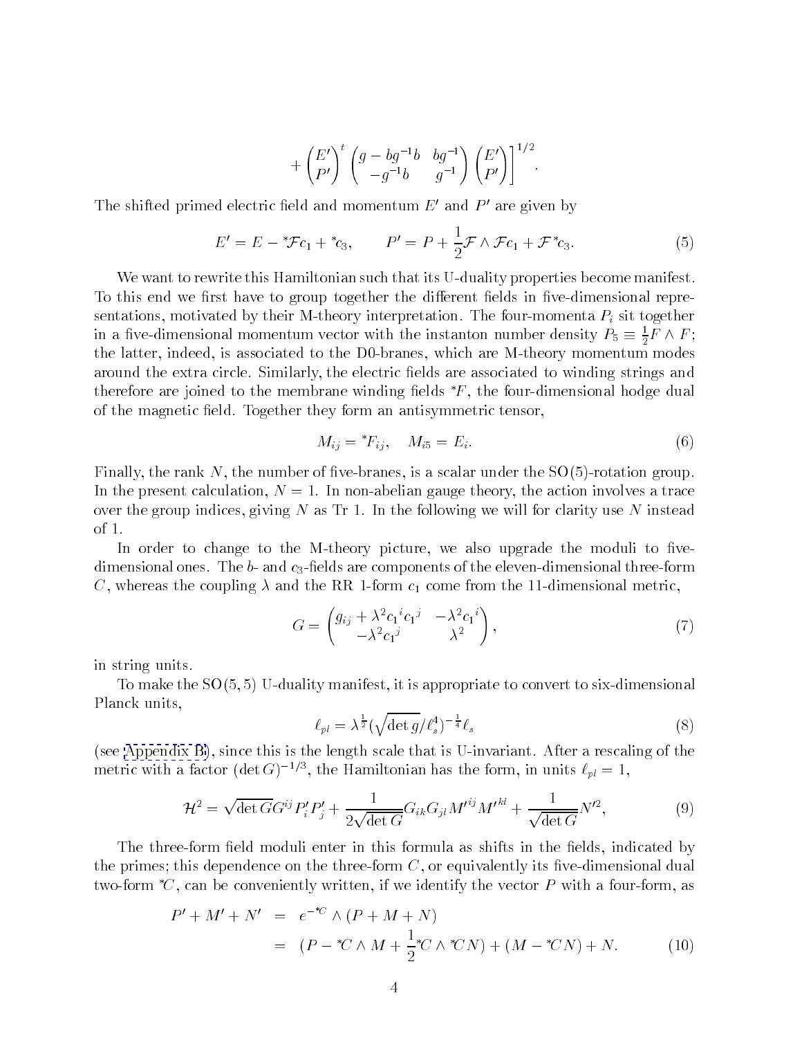$$
+ \begin{pmatrix} E' \\ P' \end{pmatrix}^t \begin{pmatrix} g - bg^{-1}b & bg^{-1} \\ -g^{-1}b & g^{-1} \end{pmatrix} \begin{pmatrix} E' \\ P' \end{pmatrix} \Bigg]^{1/2}.
$$

The shifted primed electric field and momentum $E'$ and $P'$ are given by

$$
E' = E - {}^*\mathcal{F}c_1 + {}^*c_3, \qquad P' = P + \frac{1}{2}\mathcal{F} \wedge \mathcal{F}c_1 + \mathcal{F}\,{}^*c_3. \tag{5}
$$

We want to rewrite this Hamiltonian such that its U-duality properties become manifest. To this end we first have to group together the different fields in five-dimensional representations, motivated by their M-theory interpretation. The four-momenta $P_i$ sit together in a five-dimensional momentum vector with the instanton number density $P_5 \equiv \frac{1}{2}F \wedge F$; the latter, indeed, is associated to the D0-branes, which are M-theory momentum modes around the extra circle. Similarly, the electric fields are associated to winding strings and therefore are joined to the membrane winding fields ${}^*F$, the four-dimensional hodge dual of the magnetic field. Together they form an antisymmetric tensor,

$$
M_{ij} = {}^*F_{ij}, \quad M_{i5} = E_i. \tag{6}
$$

Finally, the rank $N$, the number of five-branes, is a scalar under the SO(5)-rotation group. In the present calculation, $N = 1$. In non-abelian gauge theory, the action involves a trace over the group indices, giving $N$ as Tr 1. In the following we will for clarity use $N$ instead of 1.

In order to change to the M-theory picture, we also upgrade the moduli to five-dimensional ones. The $b$- and $c_3$-fields are components of the eleven-dimensional three-form $C$, whereas the coupling $\lambda$ and the RR 1-form $c_1$ come from the 11-dimensional metric,

$$
G = \begin{pmatrix} g_{ij} + \lambda^2 {c_1}^i {c_1}^j & -\lambda^2 {c_1}^i \\ -\lambda^2 {c_1}^j & \lambda^2 \end{pmatrix}, \tag{7}
$$

in string units.

To make the SO(5,5) U-duality manifest, it is appropriate to convert to six-dimensional Planck units,

$$
\ell_{pl} = \lambda^{\frac{1}{2}} (\sqrt{\det g}/\ell_s^4)^{-\frac{1}{4}} \ell_s \tag{8}
$$

(see Appendix B), since this is the length scale that is U-invariant. After a rescaling of the metric with a factor $(\det G)^{-1/3}$, the Hamiltonian has the form, in units $\ell_{pl} = 1$,

$$
\mathcal{H}^2 = \sqrt{\det G} G^{ij} P_i' P_j' + \frac{1}{2\sqrt{\det G}} G_{ik} G_{jl} M'^{ij} M'^{kl} + \frac{1}{\sqrt{\det G}} N'^2, \tag{9}
$$

The three-form field moduli enter in this formula as shifts in the fields, indicated by the primes; this dependence on the three-form $C$, or equivalently its five-dimensional dual two-form ${}^*C$, can be conveniently written, if we identify the vector $P$ with a four-form, as

$$
\begin{aligned}
P' + M' + N' &= e^{-{}^*C} \wedge (P + M + N) \\
&= (P - {}^*C \wedge M + \frac{1}{2} {}^*C \wedge {}^*C N) + (M - {}^*C N) + N. \qquad (10)
\end{aligned}
$$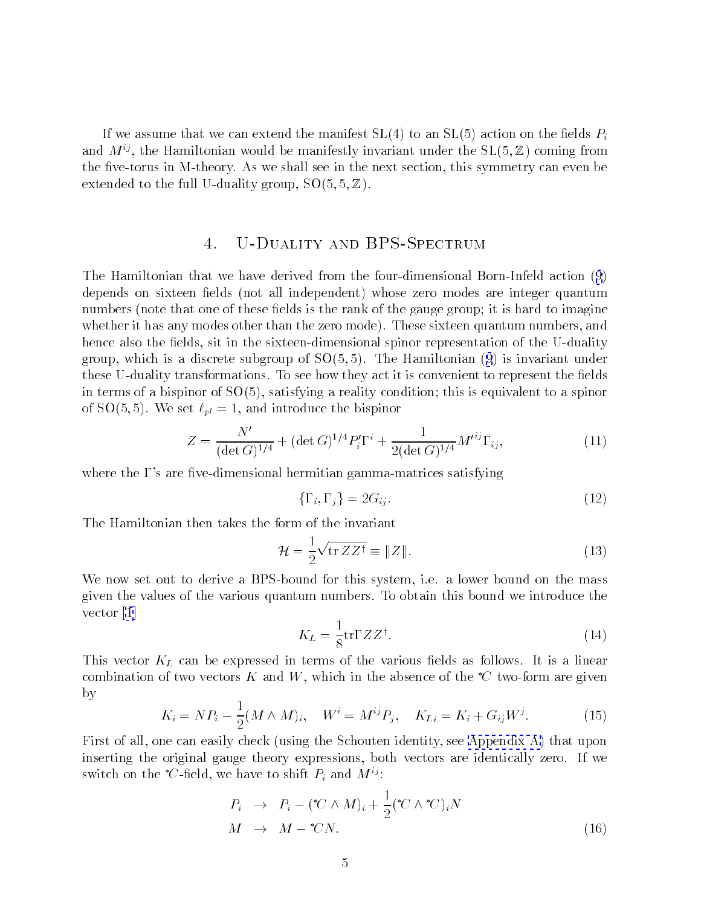If we assume that we can extend the manifest SL(4) to an SL(5) action on the fields $P_i$ and $M^{ij}$, the Hamiltonian would be manifestly invariant under the $SL(5,\mathbb{Z})$ coming from the five-torus in M-theory. As we shall see in the next section, this symmetry can even be extended to the full U-duality group, $SO(5,5,\mathbb{Z})$.

## 4. U-Duality and BPS-Spectrum

The Hamiltonian that we have derived from the four-dimensional Born-Infeld action (9) depends on sixteen fields (not all independent) whose zero modes are integer quantum numbers (note that one of these fields is the rank of the gauge group; it is hard to imagine whether it has any modes other than the zero mode). These sixteen quantum numbers, and hence also the fields, sit in the sixteen-dimensional spinor representation of the U-duality group, which is a discrete subgroup of SO(5,5). The Hamiltonian (9) is invariant under these U-duality transformations. To see how they act it is convenient to represent the fields in terms of a bispinor of SO(5), satisfying a reality condition; this is equivalent to a spinor of SO(5,5). We set $\ell_{pl} = 1$, and introduce the bispinor

$$Z = \frac{N'}{(\det G)^{1/4}} + (\det G)^{1/4} P'_i \Gamma^i + \frac{1}{2(\det G)^{1/4}} M'^{ij} \Gamma_{ij}, \tag{11}$$

where the $\Gamma$'s are five-dimensional hermitian gamma-matrices satisfying

$$\{\Gamma_i, \Gamma_j\} = 2G_{ij}. \tag{12}$$

The Hamiltonian then takes the form of the invariant

$$\mathcal{H} = \frac{1}{2}\sqrt{\operatorname{tr} ZZ^\dagger} \equiv \|Z\|. \tag{13}$$

We now set out to derive a BPS-bound for this system, i.e. a lower bound on the mass given the values of the various quantum numbers. To obtain this bound we introduce the vector [1]

$$K_L = \frac{1}{8}\operatorname{tr}\Gamma ZZ^\dagger. \tag{14}$$

This vector $K_L$ can be expressed in terms of the various fields as follows. It is a linear combination of two vectors $K$ and $W$, which in the absence of the $^*C$ two-form are given by

$$K_i = NP_i - \frac{1}{2}(M \wedge M)_i, \quad W^i = M^{ij}P_j, \quad K_{Li} = K_i + G_{ij}W^j. \tag{15}$$

First of all, one can easily check (using the Schouten identity, see Appendix A) that upon inserting the original gauge theory expressions, both vectors are identically zero. If we switch on the $^*C$-field, we have to shift $P_i$ and $M^{ij}$:

$$\begin{aligned} P_i &\rightarrow P_i - ({}^*C \wedge M)_i + \frac{1}{2}({}^*C \wedge {}^*C)_i N \\ M &\rightarrow M - {}^*CN. \end{aligned} \tag{16}$$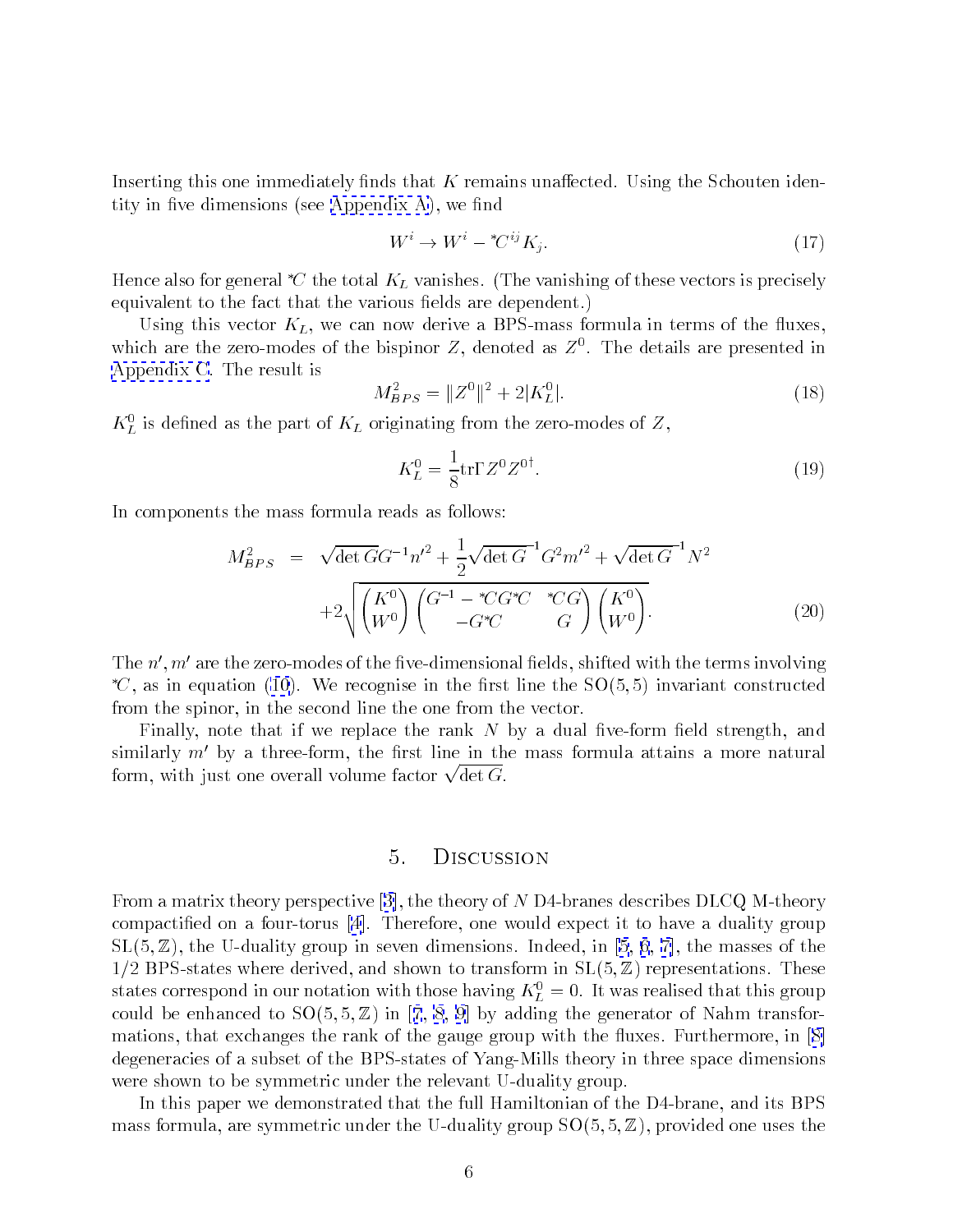Inserting this one immediately finds that $K$ remains unaffected. Using the Schouten identity in five dimensions (see Appendix A), we find

$$W^i \to W^i - {}^*C^{ij} K_j. \tag{17}$$

Hence also for general ${}^*C$ the total $K_L$ vanishes. (The vanishing of these vectors is precisely equivalent to the fact that the various fields are dependent.)

Using this vector $K_L$, we can now derive a BPS-mass formula in terms of the fluxes, which are the zero-modes of the bispinor $Z$, denoted as $Z^0$. The details are presented in Appendix C. The result is

$$M^2_{BPS} = \|Z^0\|^2 + 2|K^0_L|. \tag{18}$$

$K^0_L$ is defined as the part of $K_L$ originating from the zero-modes of $Z$,

$$K^0_L = \frac{1}{8}\mathrm{tr}\Gamma Z^0 Z^{0\dagger}. \tag{19}$$

In components the mass formula reads as follows:

$$\begin{aligned} M^2_{BPS} &= \sqrt{\det G} G^{-1} n'^2 + \frac{1}{2}\sqrt{\det G}^{-1} G^2 m'^2 + \sqrt{\det G}^{-1} N^2 \\ &\quad + 2\sqrt{\begin{pmatrix} K^0 \\ W^0 \end{pmatrix} \begin{pmatrix} G^{-1} - {}^*CG{}^*C & {}^*CG \\ -G{}^*C & G \end{pmatrix} \begin{pmatrix} K^0 \\ W^0 \end{pmatrix}}. \end{aligned} \tag{20}$$

The $n', m'$ are the zero-modes of the five-dimensional fields, shifted with the terms involving ${}^*C$, as in equation (10). We recognise in the first line the SO(5,5) invariant constructed from the spinor, in the second line the one from the vector.

Finally, note that if we replace the rank $N$ by a dual five-form field strength, and similarly $m'$ by a three-form, the first line in the mass formula attains a more natural form, with just one overall volume factor $\sqrt{\det G}$.

## 5. Discussion

From a matrix theory perspective [3], the theory of $N$ D4-branes describes DLCQ M-theory compactified on a four-torus [4]. Therefore, one would expect it to have a duality group $\mathrm{SL}(5,\mathbb{Z})$, the U-duality group in seven dimensions. Indeed, in [5, 6, 7], the masses of the 1/2 BPS-states where derived, and shown to transform in $\mathrm{SL}(5,\mathbb{Z})$ representations. These states correspond in our notation with those having $K^0_L = 0$. It was realised that this group could be enhanced to $\mathrm{SO}(5,5,\mathbb{Z})$ in [7, 8, 9] by adding the generator of Nahm transformations, that exchanges the rank of the gauge group with the fluxes. Furthermore, in [8] degeneracies of a subset of the BPS-states of Yang-Mills theory in three space dimensions were shown to be symmetric under the relevant U-duality group.

In this paper we demonstrated that the full Hamiltonian of the D4-brane, and its BPS mass formula, are symmetric under the U-duality group $\mathrm{SO}(5,5,\mathbb{Z})$, provided one uses the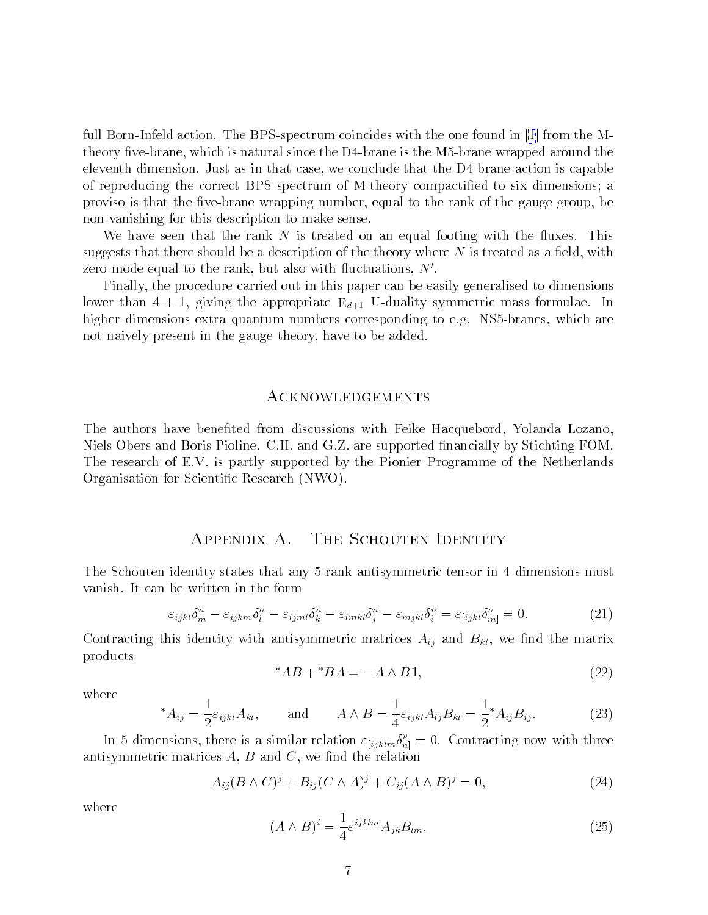full Born-Infeld action. The BPS-spectrum coincides with the one found in [1] from the M-theory five-brane, which is natural since the D4-brane is the M5-brane wrapped around the eleventh dimension. Just as in that case, we conclude that the D4-brane action is capable of reproducing the correct BPS spectrum of M-theory compactified to six dimensions; a proviso is that the five-brane wrapping number, equal to the rank of the gauge group, be non-vanishing for this description to make sense.

We have seen that the rank $N$ is treated on an equal footing with the fluxes. This suggests that there should be a description of the theory where $N$ is treated as a field, with zero-mode equal to the rank, but also with fluctuations, $N'$.

Finally, the procedure carried out in this paper can be easily generalised to dimensions lower than $4+1$, giving the appropriate $E_{d+1}$ U-duality symmetric mass formulae. In higher dimensions extra quantum numbers corresponding to e.g. NS5-branes, which are not naively present in the gauge theory, have to be added.

## Acknowledgements

The authors have benefited from discussions with Feike Hacquebord, Yolanda Lozano, Niels Obers and Boris Pioline. C.H. and G.Z. are supported financially by Stichting FOM. The research of E.V. is partly supported by the Pionier Programme of the Netherlands Organisation for Scientific Research (NWO).

## Appendix A. The Schouten Identity

The Schouten identity states that any 5-rank antisymmetric tensor in 4 dimensions must vanish. It can be written in the form

$$\varepsilon_{ijkl}\delta^n_m - \varepsilon_{ijkm}\delta^n_l - \varepsilon_{ijml}\delta^n_k - \varepsilon_{imkl}\delta^n_j - \varepsilon_{mjkl}\delta^n_i = \varepsilon_{[ijkl}\delta^n_{m]} = 0. \tag{21}$$

Contracting this identity with antisymmetric matrices $A_{ij}$ and $B_{kl}$, we find the matrix products

$${}^*AB + {}^*BA = -A \wedge B\mathbb{1}, \tag{22}$$

where

$${}^*A_{ij} = \frac{1}{2}\varepsilon_{ijkl}A_{kl}, \qquad \text{and} \qquad A \wedge B = \frac{1}{4}\varepsilon_{ijkl}A_{ij}B_{kl} = \frac{1}{2}{}^*A_{ij}B_{ij}. \tag{23}$$

In 5 dimensions, there is a similar relation $\varepsilon_{[ijklm}\delta^p_{n]} = 0$. Contracting now with three antisymmetric matrices $A$, $B$ and $C$, we find the relation

$$A_{ij}(B \wedge C)^j + B_{ij}(C \wedge A)^j + C_{ij}(A \wedge B)^j = 0, \tag{24}$$

where

$$(A \wedge B)^i = \frac{1}{4}\varepsilon^{ijklm}A_{jk}B_{lm}. \tag{25}$$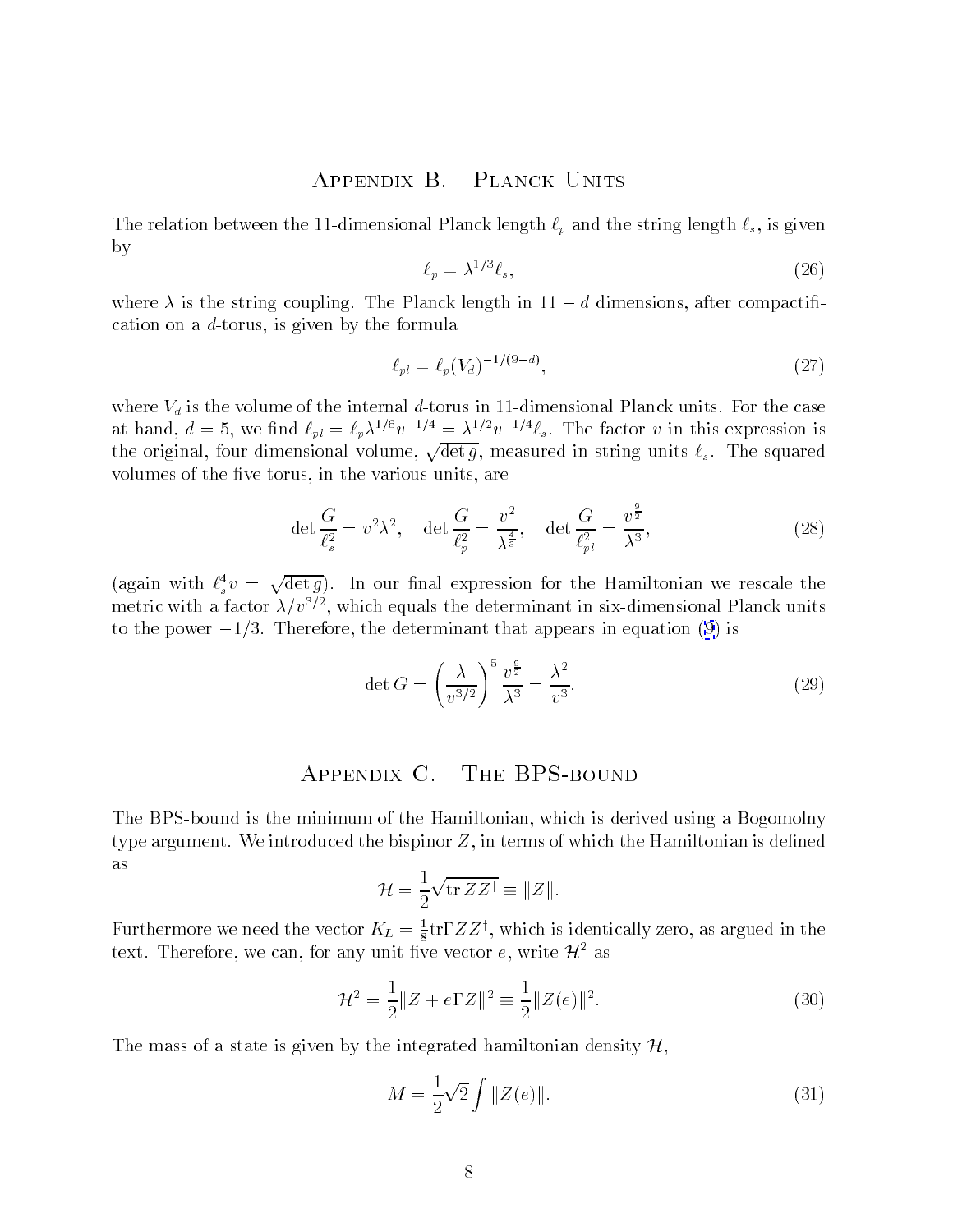## Appendix B. Planck Units

The relation between the 11-dimensional Planck length $\ell_p$ and the string length $\ell_s$, is given by

$$\ell_p = \lambda^{1/3} \ell_s, \tag{26}$$

where $\lambda$ is the string coupling. The Planck length in $11 - d$ dimensions, after compactification on a $d$-torus, is given by the formula

$$\ell_{pl} = \ell_p (V_d)^{-1/(9-d)}, \tag{27}$$

where $V_d$ is the volume of the internal $d$-torus in 11-dimensional Planck units. For the case at hand, $d = 5$, we find $\ell_{pl} = \ell_p \lambda^{1/6} v^{-1/4} = \lambda^{1/2} v^{-1/4} \ell_s$. The factor $v$ in this expression is the original, four-dimensional volume, $\sqrt{\det g}$, measured in string units $\ell_s$. The squared volumes of the five-torus, in the various units, are

$$\det \frac{G}{\ell_s^2} = v^2 \lambda^2, \quad \det \frac{G}{\ell_p^2} = \frac{v^2}{\lambda^{\frac{4}{3}}}, \quad \det \frac{G}{\ell_{pl}^2} = \frac{v^{\frac{9}{2}}}{\lambda^3}, \tag{28}$$

(again with $\ell_s^4 v = \sqrt{\det g}$). In our final expression for the Hamiltonian we rescale the metric with a factor $\lambda / v^{3/2}$, which equals the determinant in six-dimensional Planck units to the power $-1/3$. Therefore, the determinant that appears in equation (9) is

$$\det G = \left( \frac{\lambda}{v^{3/2}} \right)^5 \frac{v^{\frac{9}{2}}}{\lambda^3} = \frac{\lambda^2}{v^3}. \tag{29}$$

## Appendix C. The BPS-bound

The BPS-bound is the minimum of the Hamiltonian, which is derived using a Bogomolny type argument. We introduced the bispinor $Z$, in terms of which the Hamiltonian is defined as

$$\mathcal{H} = \frac{1}{2} \sqrt{\mathrm{tr}\, Z Z^\dagger} \equiv \| Z \|.$$

Furthermore we need the vector $K_L = \frac{1}{8} \mathrm{tr} \Gamma Z Z^\dagger$, which is identically zero, as argued in the text. Therefore, we can, for any unit five-vector $e$, write $\mathcal{H}^2$ as

$$\mathcal{H}^2 = \frac{1}{2} \| Z + e \Gamma Z \|^2 \equiv \frac{1}{2} \| Z(e) \|^2. \tag{30}$$

The mass of a state is given by the integrated hamiltonian density $\mathcal{H}$,

$$M = \frac{1}{2} \sqrt{2} \int \| Z(e) \|. \tag{31}$$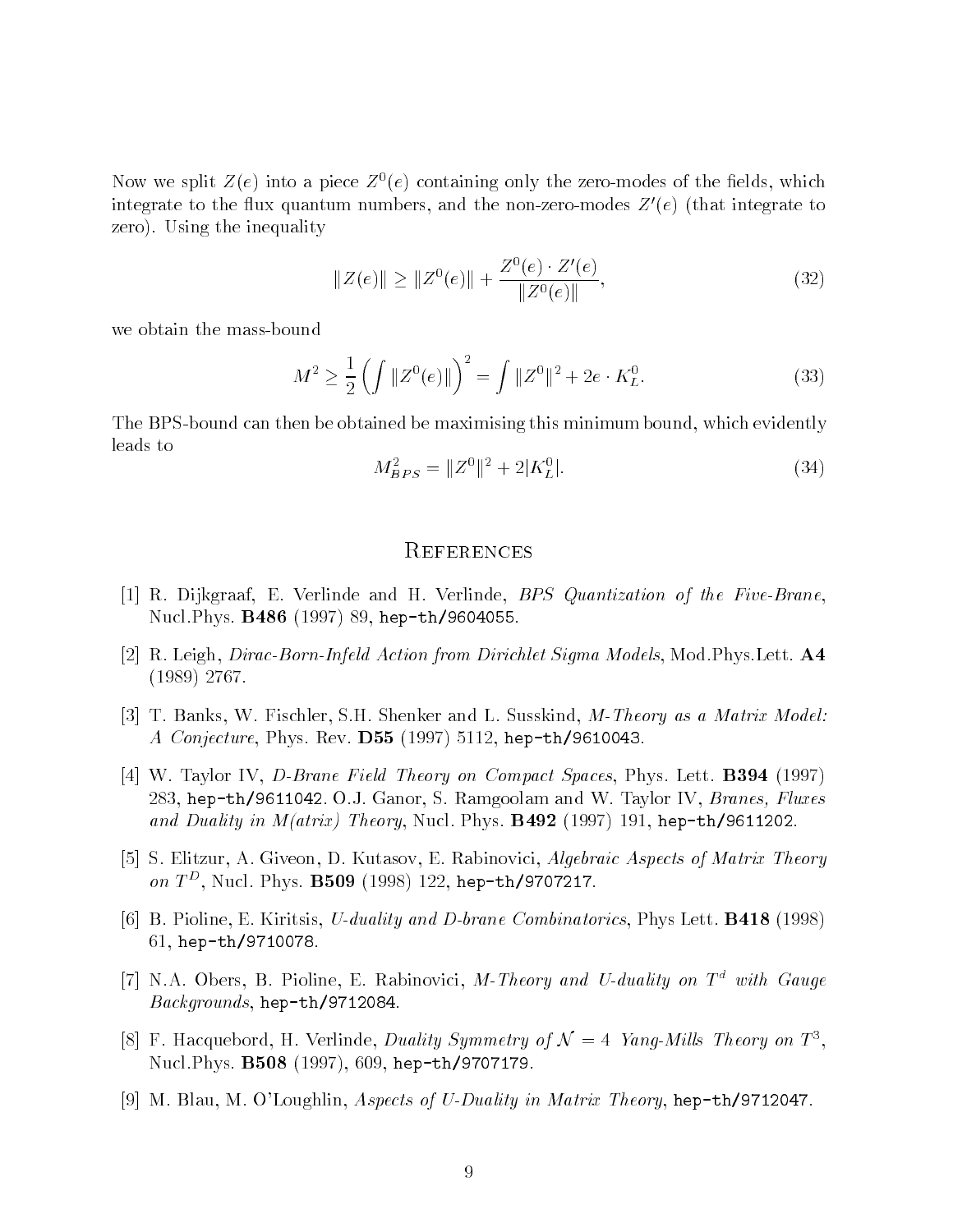Now we split $Z(e)$ into a piece $Z^0(e)$ containing only the zero-modes of the fields, which integrate to the flux quantum numbers, and the non-zero-modes $Z'(e)$ (that integrate to zero). Using the inequality

$$\|Z(e)\| \geq \|Z^0(e)\| + \frac{Z^0(e) \cdot Z'(e)}{\|Z^0(e)\|}, \tag{32}$$

we obtain the mass-bound

$$M^2 \geq \frac{1}{2}\left(\int \|Z^0(e)\|\right)^2 = \int \|Z^0\|^2 + 2e \cdot K_L^0. \tag{33}$$

The BPS-bound can then be obtained be maximising this minimum bound, which evidently leads to

$$M_{BPS}^2 = \|Z^0\|^2 + 2|K_L^0|. \tag{34}$$

# References

[1] R. Dijkgraaf, E. Verlinde and H. Verlinde, *BPS Quantization of the Five-Brane*, Nucl.Phys. **B486** (1997) 89, hep-th/9604055.

[2] R. Leigh, *Dirac-Born-Infeld Action from Dirichlet Sigma Models*, Mod.Phys.Lett. **A4** (1989) 2767.

[3] T. Banks, W. Fischler, S.H. Shenker and L. Susskind, *M-Theory as a Matrix Model: A Conjecture*, Phys. Rev. **D55** (1997) 5112, hep-th/9610043.

[4] W. Taylor IV, *D-Brane Field Theory on Compact Spaces*, Phys. Lett. **B394** (1997) 283, hep-th/9611042. O.J. Ganor, S. Ramgoolam and W. Taylor IV, *Branes, Fluxes and Duality in M(atrix) Theory*, Nucl. Phys. **B492** (1997) 191, hep-th/9611202.

[5] S. Elitzur, A. Giveon, D. Kutasov, E. Rabinovici, *Algebraic Aspects of Matrix Theory on $T^D$*, Nucl. Phys. **B509** (1998) 122, hep-th/9707217.

[6] B. Pioline, E. Kiritsis, *U-duality and D-brane Combinatorics*, Phys Lett. **B418** (1998) 61, hep-th/9710078.

[7] N.A. Obers, B. Pioline, E. Rabinovici, *M-Theory and U-duality on $T^d$ with Gauge Backgrounds*, hep-th/9712084.

[8] F. Hacquebord, H. Verlinde, *Duality Symmetry of $\mathcal{N} = 4$ Yang-Mills Theory on $T^3$*, Nucl.Phys. **B508** (1997), 609, hep-th/9707179.

[9] M. Blau, M. O'Loughlin, *Aspects of U-Duality in Matrix Theory*, hep-th/9712047.